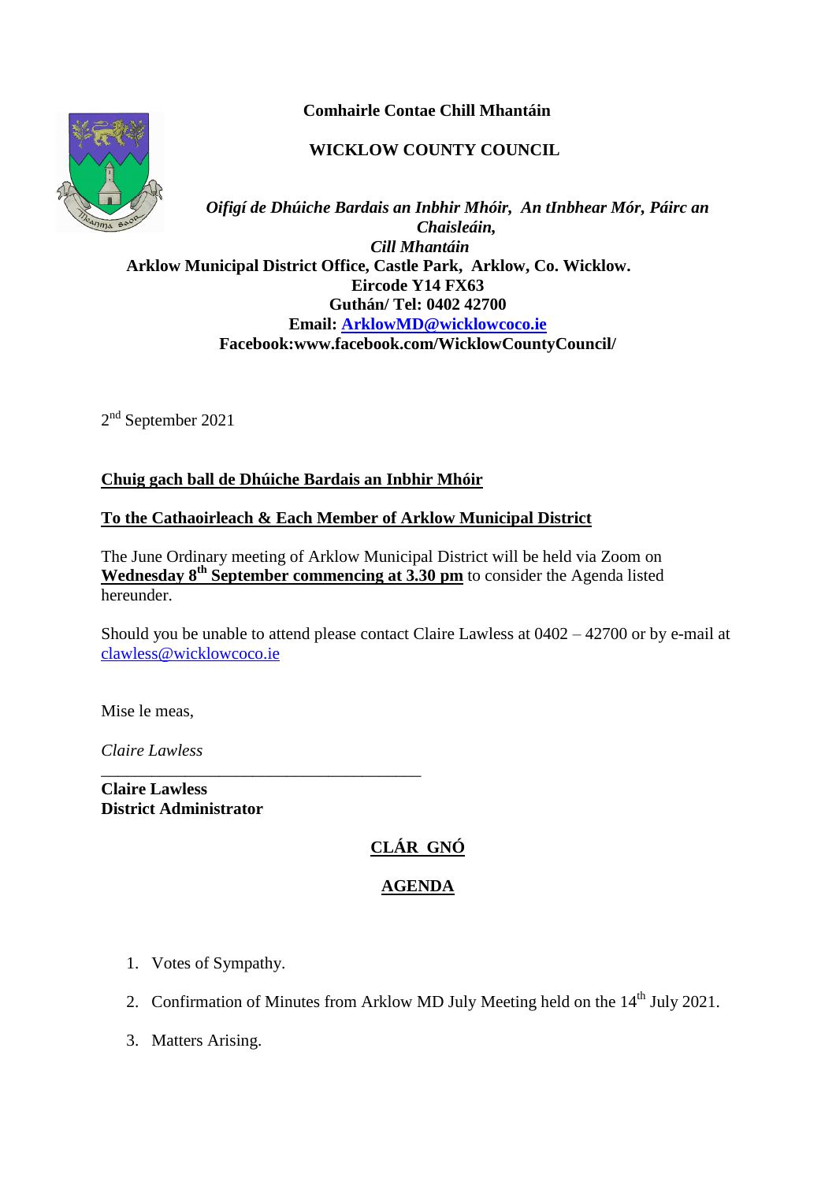**Comhairle Contae Chill Mhantáin**

**WICKLOW COUNTY COUNCIL**

***Oifigí de Dhúiche Bardais an Inbhir Mhóir, An tInbhear Mór, Páirc an Chaisleáin, Cill Mhantáin***

**Arklow Municipal District Office, Castle Park, Arklow, Co. Wicklow.**
**Eircode Y14 FX63**
**Guthán/ Tel: 0402 42700**
**Email: ArklowMD@wicklowcoco.ie**
**Facebook:www.facebook.com/WicklowCountyCouncil/**

2nd September 2021

**Chuig gach ball de Dhúiche Bardais an Inbhir Mhóir**

**To the Cathaoirleach & Each Member of Arklow Municipal District**

The June Ordinary meeting of Arklow Municipal District will be held via Zoom on **Wednesday 8th September commencing at 3.30 pm** to consider the Agenda listed hereunder.

Should you be unable to attend please contact Claire Lawless at 0402 – 42700 or by e-mail at clawless@wicklowcoco.ie

Mise le meas,

*Claire Lawless*

______________________________________

**Claire Lawless**
**District Administrator**

## CLÁR GNÓ

## AGENDA

1. Votes of Sympathy.
2. Confirmation of Minutes from Arklow MD July Meeting held on the 14th July 2021.
3. Matters Arising.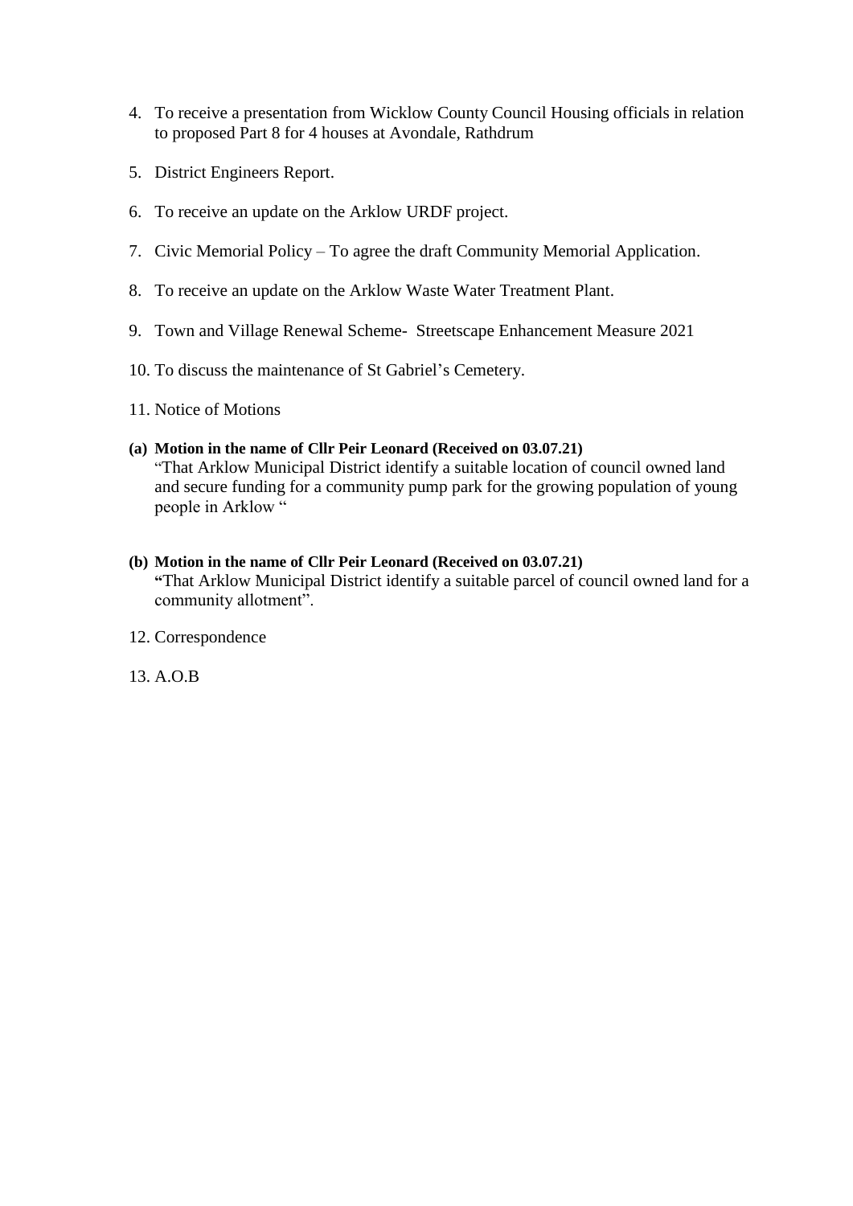4. To receive a presentation from Wicklow County Council Housing officials in relation to proposed Part 8 for 4 houses at Avondale, Rathdrum

5. District Engineers Report.

6. To receive an update on the Arklow URDF project.

7. Civic Memorial Policy – To agree the draft Community Memorial Application.

8. To receive an update on the Arklow Waste Water Treatment Plant.

9. Town and Village Renewal Scheme-  Streetscape Enhancement Measure 2021

10. To discuss the maintenance of St Gabriel's Cemetery.

11. Notice of Motions

**(a) Motion in the name of Cllr Peir Leonard (Received on 03.07.21)**
"That Arklow Municipal District identify a suitable location of council owned land and secure funding for a community pump park for the growing population of young people in Arklow "

**(b) Motion in the name of Cllr Peir Leonard (Received on 03.07.21)**
**"**That Arklow Municipal District identify a suitable parcel of council owned land for a community allotment".

12. Correspondence

13. A.O.B